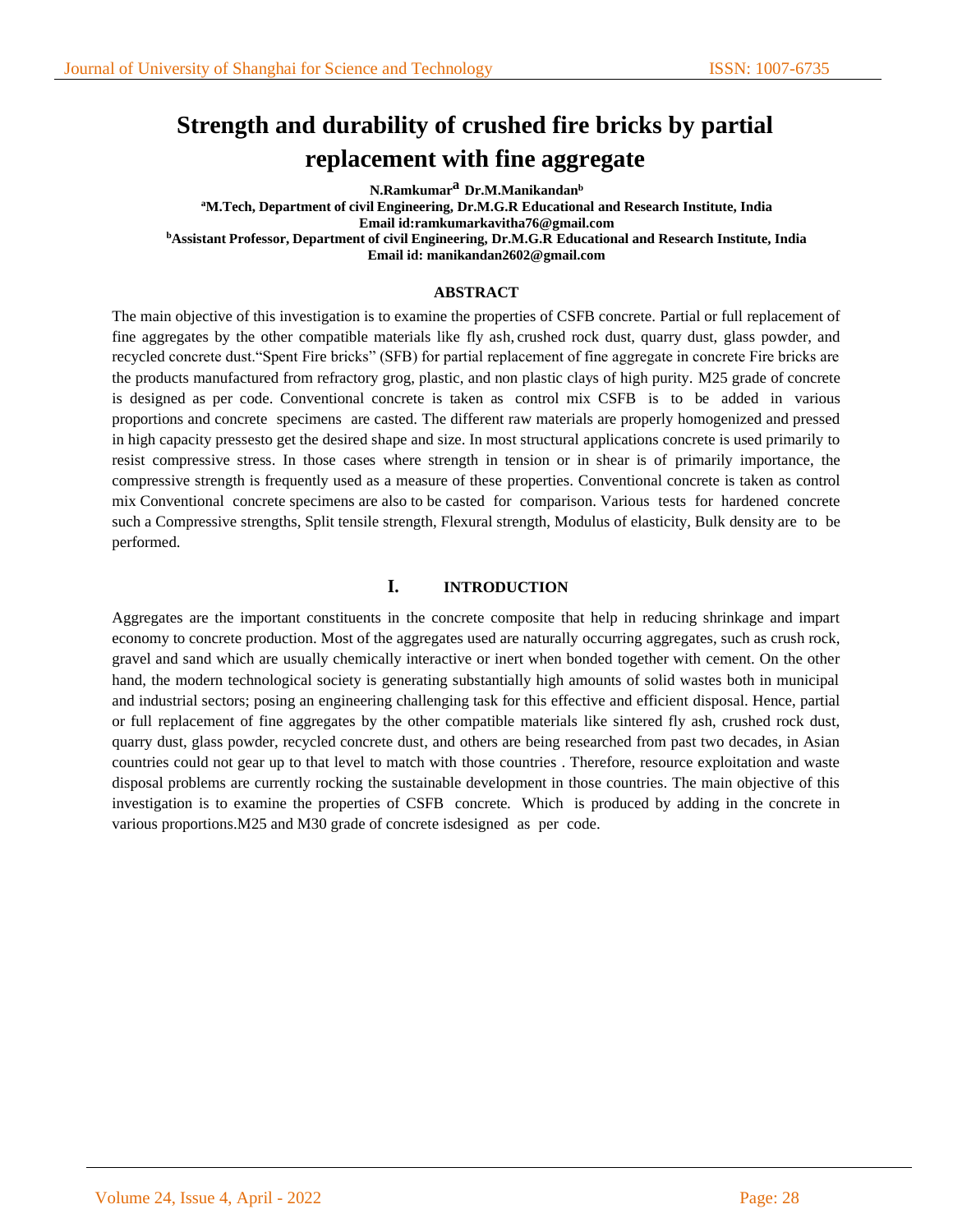# Strength and durability of crushed fire bricks by partial replacement with fine aggregate

**N.Ramkumar[a] Dr.M.Manikandan[b]**

**[a]M.Tech, Department of civil Engineering, Dr.M.G.R Educational and Research Institute, India**
**Email id:ramkumarkavitha76@gmail.com**
**[b]Assistant Professor, Department of civil Engineering, Dr.M.G.R Educational and Research Institute, India**
**Email id: manikandan2602@gmail.com**

## ABSTRACT

The main objective of this investigation is to examine the properties of CSFB concrete. Partial or full replacement of fine aggregates by the other compatible materials like fly ash, crushed rock dust, quarry dust, glass powder, and recycled concrete dust."Spent Fire bricks" (SFB) for partial replacement of fine aggregate in concrete Fire bricks are the products manufactured from refractory grog, plastic, and non plastic clays of high purity. M25 grade of concrete is designed as per code. Conventional concrete is taken as control mix CSFB is to be added in various proportions and concrete specimens are casted. The different raw materials are properly homogenized and pressed in high capacity pressesto get the desired shape and size. In most structural applications concrete is used primarily to resist compressive stress. In those cases where strength in tension or in shear is of primarily importance, the compressive strength is frequently used as a measure of these properties. Conventional concrete is taken as control mix Conventional concrete specimens are also to be casted for comparison. Various tests for hardened concrete such a Compressive strengths, Split tensile strength, Flexural strength, Modulus of elasticity, Bulk density are to be performed.

## I. INTRODUCTION

Aggregates are the important constituents in the concrete composite that help in reducing shrinkage and impart economy to concrete production. Most of the aggregates used are naturally occurring aggregates, such as crush rock, gravel and sand which are usually chemically interactive or inert when bonded together with cement. On the other hand, the modern technological society is generating substantially high amounts of solid wastes both in municipal and industrial sectors; posing an engineering challenging task for this effective and efficient disposal. Hence, partial or full replacement of fine aggregates by the other compatible materials like sintered fly ash, crushed rock dust, quarry dust, glass powder, recycled concrete dust, and others are being researched from past two decades, in Asian countries could not gear up to that level to match with those countries . Therefore, resource exploitation and waste disposal problems are currently rocking the sustainable development in those countries. The main objective of this investigation is to examine the properties of CSFB concrete. Which is produced by adding in the concrete in various proportions.M25 and M30 grade of concrete isdesigned as per code.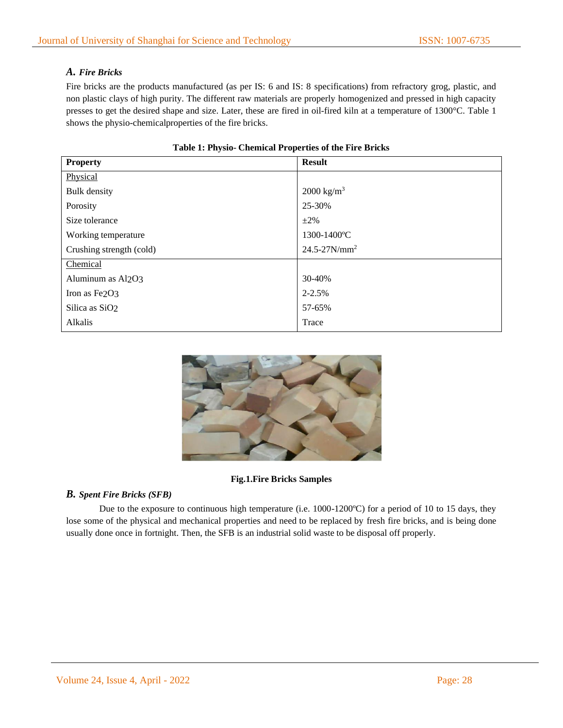### *A. Fire Bricks*

Fire bricks are the products manufactured (as per IS: 6 and IS: 8 specifications) from refractory grog, plastic, and non plastic clays of high purity. The different raw materials are properly homogenized and pressed in high capacity presses to get the desired shape and size. Later, these are fired in oil-fired kiln at a temperature of 1300°C. Table 1 shows the physio-chemicalproperties of the fire bricks.

**Table 1: Physio- Chemical Properties of the Fire Bricks**

| Property | Result |
|---|---|
| Physical | |
| Bulk density | 2000 $kg/m^3$ |
| Porosity | 25-30% |
| Size tolerance | ±2% |
| Working temperature | 1300-1400ºC |
| Crushing strength (cold) | 24.5-27$N/mm^2$ |
| Chemical | |
| Aluminum as $Al_2O_3$ | 30-40% |
| Iron as $Fe_2O_3$ | 2-2.5% |
| Silica as $SiO_2$ | 57-65% |
| Alkalis | Trace |

**Fig.1.Fire Bricks Samples**

### *B. Spent Fire Bricks (SFB)*

Due to the exposure to continuous high temperature (i.e. 1000-1200ºC) for a period of 10 to 15 days, they lose some of the physical and mechanical properties and need to be replaced by fresh fire bricks, and is being done usually done once in fortnight. Then, the SFB is an industrial solid waste to be disposal off properly.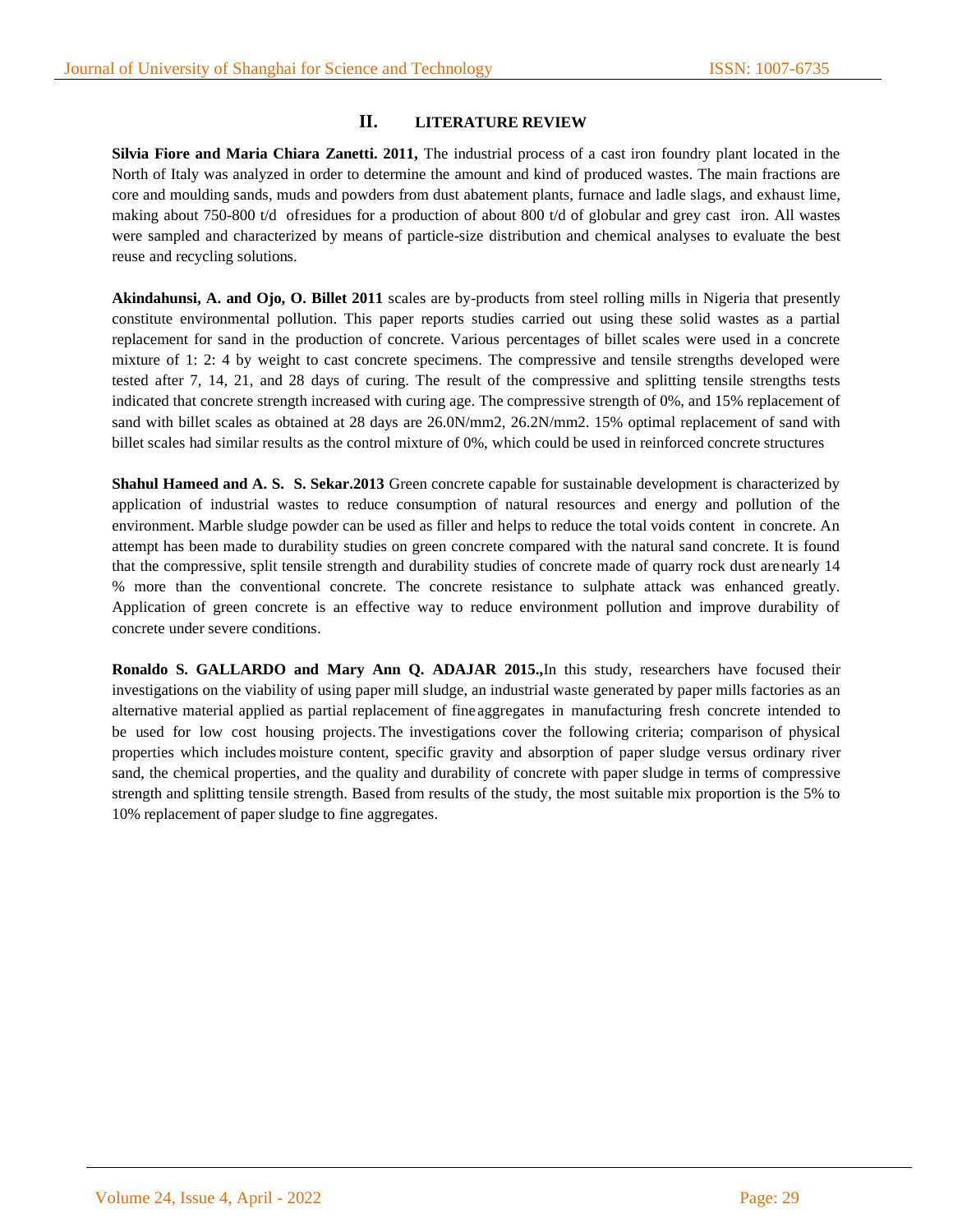## II. LITERATURE REVIEW

**Silvia Fiore and Maria Chiara Zanetti. 2011,** The industrial process of a cast iron foundry plant located in the North of Italy was analyzed in order to determine the amount and kind of produced wastes. The main fractions are core and moulding sands, muds and powders from dust abatement plants, furnace and ladle slags, and exhaust lime, making about 750-800 t/d ofresidues for a production of about 800 t/d of globular and grey cast iron. All wastes were sampled and characterized by means of particle-size distribution and chemical analyses to evaluate the best reuse and recycling solutions.

**Akindahunsi, A. and Ojo, O. Billet 2011** scales are by-products from steel rolling mills in Nigeria that presently constitute environmental pollution. This paper reports studies carried out using these solid wastes as a partial replacement for sand in the production of concrete. Various percentages of billet scales were used in a concrete mixture of 1: 2: 4 by weight to cast concrete specimens. The compressive and tensile strengths developed were tested after 7, 14, 21, and 28 days of curing. The result of the compressive and splitting tensile strengths tests indicated that concrete strength increased with curing age. The compressive strength of 0%, and 15% replacement of sand with billet scales as obtained at 28 days are 26.0N/mm2, 26.2N/mm2. 15% optimal replacement of sand with billet scales had similar results as the control mixture of 0%, which could be used in reinforced concrete structures

**Shahul Hameed and A. S. S. Sekar.2013** Green concrete capable for sustainable development is characterized by application of industrial wastes to reduce consumption of natural resources and energy and pollution of the environment. Marble sludge powder can be used as filler and helps to reduce the total voids content in concrete. An attempt has been made to durability studies on green concrete compared with the natural sand concrete. It is found that the compressive, split tensile strength and durability studies of concrete made of quarry rock dust arenearly 14 % more than the conventional concrete. The concrete resistance to sulphate attack was enhanced greatly. Application of green concrete is an effective way to reduce environment pollution and improve durability of concrete under severe conditions.

**Ronaldo S. GALLARDO and Mary Ann Q. ADAJAR 2015.,**In this study, researchers have focused their investigations on the viability of using paper mill sludge, an industrial waste generated by paper mills factories as an alternative material applied as partial replacement of fineaggregates in manufacturing fresh concrete intended to be used for low cost housing projects. The investigations cover the following criteria; comparison of physical properties which includes moisture content, specific gravity and absorption of paper sludge versus ordinary river sand, the chemical properties, and the quality and durability of concrete with paper sludge in terms of compressive strength and splitting tensile strength. Based from results of the study, the most suitable mix proportion is the 5% to 10% replacement of paper sludge to fine aggregates.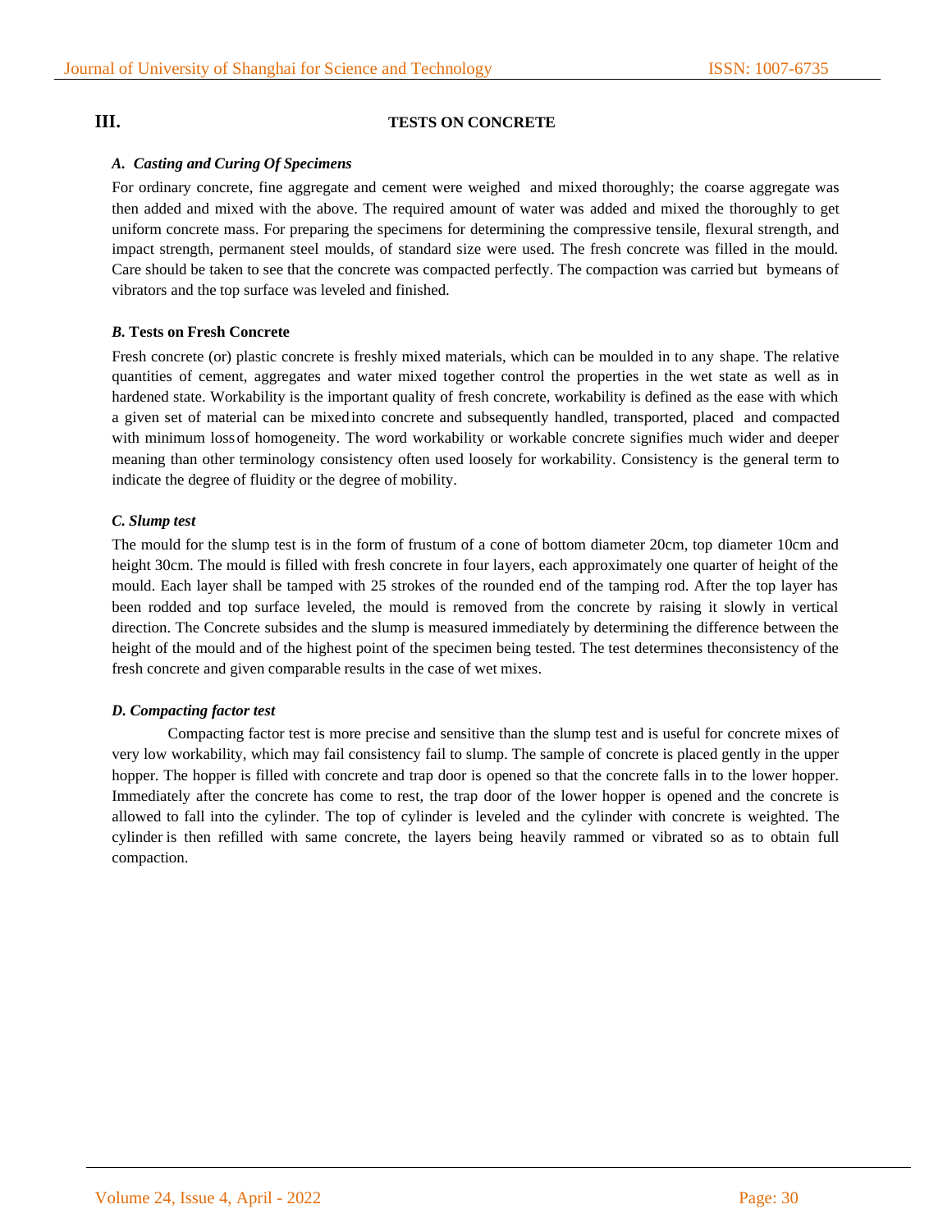## III. TESTS ON CONCRETE

### *A. Casting and Curing Of Specimens*

For ordinary concrete, fine aggregate and cement were weighed and mixed thoroughly; the coarse aggregate was then added and mixed with the above. The required amount of water was added and mixed the thoroughly to get uniform concrete mass. For preparing the specimens for determining the compressive tensile, flexural strength, and impact strength, permanent steel moulds, of standard size were used. The fresh concrete was filled in the mould. Care should be taken to see that the concrete was compacted perfectly. The compaction was carried but bymeans of vibrators and the top surface was leveled and finished.

### *B.* **Tests on Fresh Concrete**

Fresh concrete (or) plastic concrete is freshly mixed materials, which can be moulded in to any shape. The relative quantities of cement, aggregates and water mixed together control the properties in the wet state as well as in hardened state. Workability is the important quality of fresh concrete, workability is defined as the ease with which a given set of material can be mixed into concrete and subsequently handled, transported, placed and compacted with minimum loss of homogeneity. The word workability or workable concrete signifies much wider and deeper meaning than other terminology consistency often used loosely for workability. Consistency is the general term to indicate the degree of fluidity or the degree of mobility.

### *C. Slump test*

The mould for the slump test is in the form of frustum of a cone of bottom diameter 20cm, top diameter 10cm and height 30cm. The mould is filled with fresh concrete in four layers, each approximately one quarter of height of the mould. Each layer shall be tamped with 25 strokes of the rounded end of the tamping rod. After the top layer has been rodded and top surface leveled, the mould is removed from the concrete by raising it slowly in vertical direction. The Concrete subsides and the slump is measured immediately by determining the difference between the height of the mould and of the highest point of the specimen being tested. The test determines theconsistency of the fresh concrete and given comparable results in the case of wet mixes.

### *D. Compacting factor test*

Compacting factor test is more precise and sensitive than the slump test and is useful for concrete mixes of very low workability, which may fail consistency fail to slump. The sample of concrete is placed gently in the upper hopper. The hopper is filled with concrete and trap door is opened so that the concrete falls in to the lower hopper. Immediately after the concrete has come to rest, the trap door of the lower hopper is opened and the concrete is allowed to fall into the cylinder. The top of cylinder is leveled and the cylinder with concrete is weighted. The cylinder is then refilled with same concrete, the layers being heavily rammed or vibrated so as to obtain full compaction.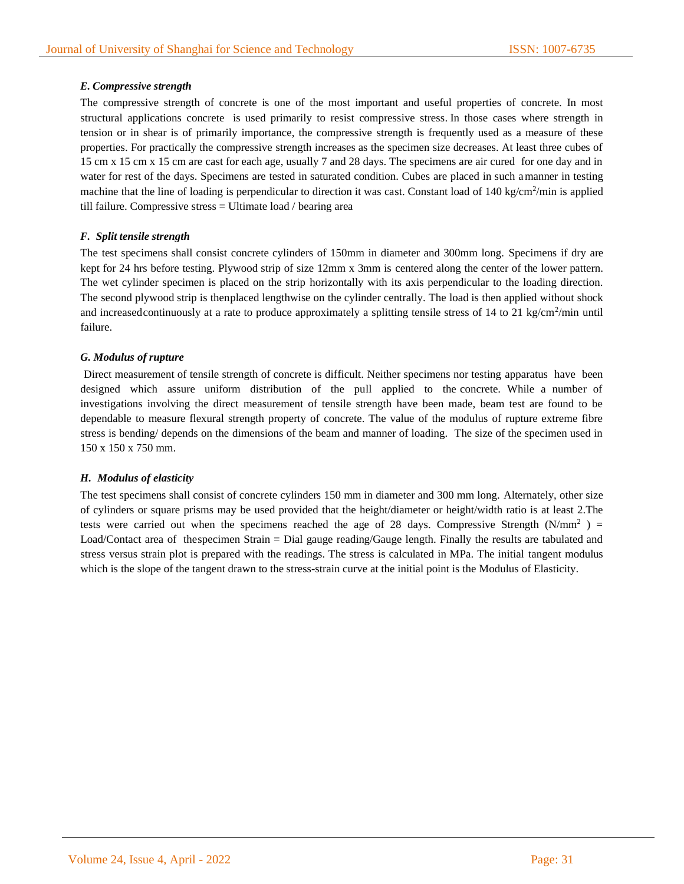### *E. Compressive strength*

The compressive strength of concrete is one of the most important and useful properties of concrete. In most structural applications concrete is used primarily to resist compressive stress. In those cases where strength in tension or in shear is of primarily importance, the compressive strength is frequently used as a measure of these properties. For practically the compressive strength increases as the specimen size decreases. At least three cubes of 15 cm x 15 cm x 15 cm are cast for each age, usually 7 and 28 days. The specimens are air cured for one day and in water for rest of the days. Specimens are tested in saturated condition. Cubes are placed in such a manner in testing machine that the line of loading is perpendicular to direction it was cast. Constant load of 140 kg/cm$^2$/min is applied till failure. Compressive stress = Ultimate load / bearing area

### *F. Split tensile strength*

The test specimens shall consist concrete cylinders of 150mm in diameter and 300mm long. Specimens if dry are kept for 24 hrs before testing. Plywood strip of size 12mm x 3mm is centered along the center of the lower pattern. The wet cylinder specimen is placed on the strip horizontally with its axis perpendicular to the loading direction. The second plywood strip is thenplaced lengthwise on the cylinder centrally. The load is then applied without shock and increasedcontinuously at a rate to produce approximately a splitting tensile stress of 14 to 21 kg/cm$^2$/min until failure.

### *G. Modulus of rupture*

Direct measurement of tensile strength of concrete is difficult. Neither specimens nor testing apparatus have been designed which assure uniform distribution of the pull applied to the concrete. While a number of investigations involving the direct measurement of tensile strength have been made, beam test are found to be dependable to measure flexural strength property of concrete. The value of the modulus of rupture extreme fibre stress is bending/ depends on the dimensions of the beam and manner of loading. The size of the specimen used in 150 x 150 x 750 mm.

### *H. Modulus of elasticity*

The test specimens shall consist of concrete cylinders 150 mm in diameter and 300 mm long. Alternately, other size of cylinders or square prisms may be used provided that the height/diameter or height/width ratio is at least 2.The tests were carried out when the specimens reached the age of 28 days. Compressive Strength (N/mm$^2$ ) = Load/Contact area of thespecimen Strain = Dial gauge reading/Gauge length. Finally the results are tabulated and stress versus strain plot is prepared with the readings. The stress is calculated in MPa. The initial tangent modulus which is the slope of the tangent drawn to the stress-strain curve at the initial point is the Modulus of Elasticity.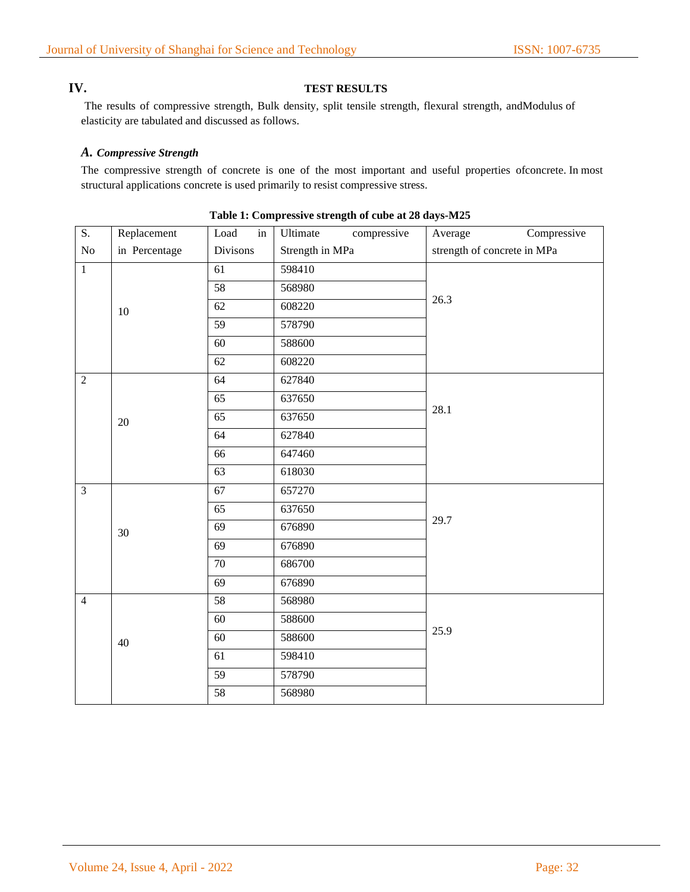## IV. TEST RESULTS

The results of compressive strength, Bulk density, split tensile strength, flexural strength, andModulus of elasticity are tabulated and discussed as follows.

### *A. Compressive Strength*

The compressive strength of concrete is one of the most important and useful properties ofconcrete. In most structural applications concrete is used primarily to resist compressive stress.

**Table 1: Compressive strength of cube at 28 days-M25**

| S. No | Replacement in Percentage | Load in Divisons | Ultimate compressive Strength in MPa | Average Compressive strength of concrete in MPa |
|---|---|---|---|---|
| 1 | 10 | 61 | 598410 | 26.3 |
| | | 58 | 568980 | |
| | | 62 | 608220 | |
| | | 59 | 578790 | |
| | | 60 | 588600 | |
| | | 62 | 608220 | |
| 2 | 20 | 64 | 627840 | 28.1 |
| | | 65 | 637650 | |
| | | 65 | 637650 | |
| | | 64 | 627840 | |
| | | 66 | 647460 | |
| | | 63 | 618030 | |
| 3 | 30 | 67 | 657270 | 29.7 |
| | | 65 | 637650 | |
| | | 69 | 676890 | |
| | | 69 | 676890 | |
| | | 70 | 686700 | |
| | | 69 | 676890 | |
| 4 | 40 | 58 | 568980 | 25.9 |
| | | 60 | 588600 | |
| | | 60 | 588600 | |
| | | 61 | 598410 | |
| | | 59 | 578790 | |
| | | 58 | 568980 | |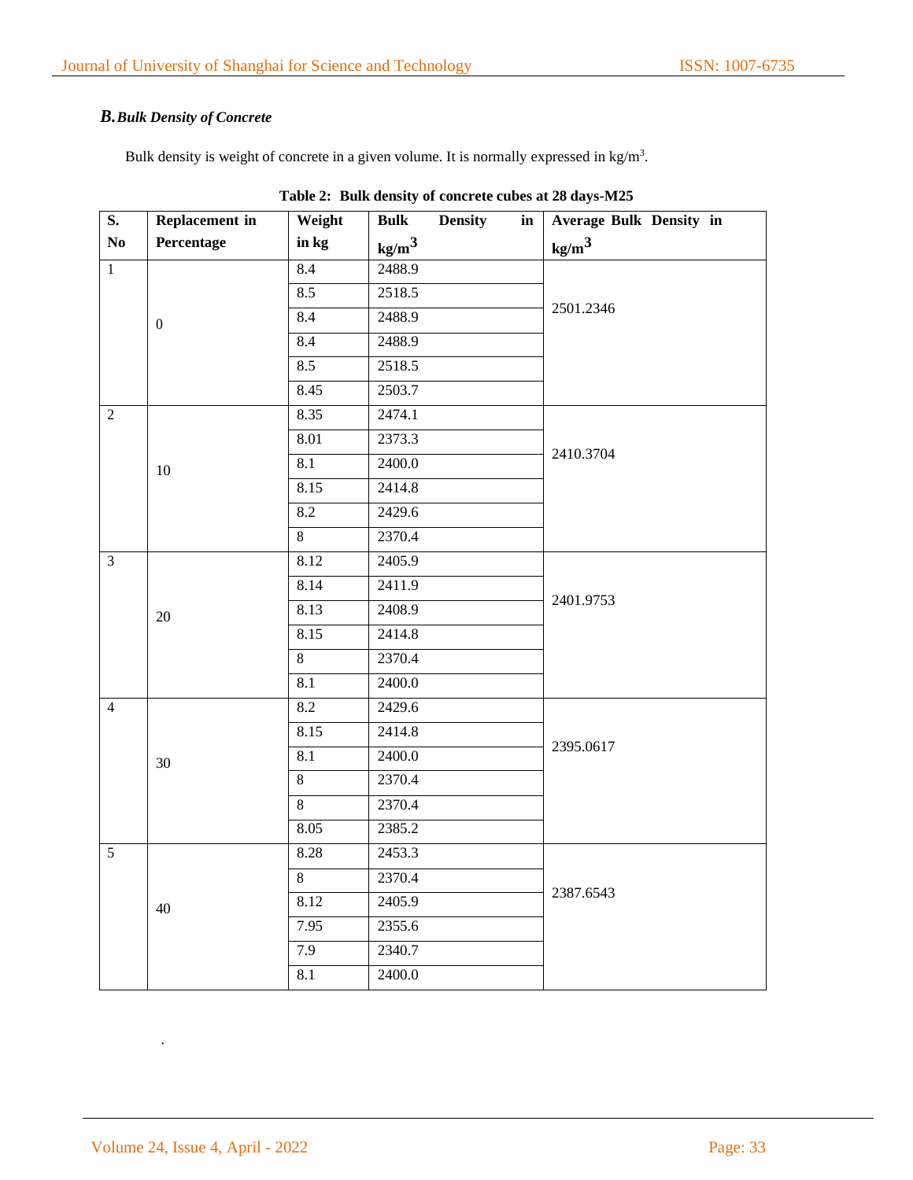### *B. Bulk Density of Concrete*

Bulk density is weight of concrete in a given volume. It is normally expressed in kg/m$^3$.

**Table 2: Bulk density of concrete cubes at 28 days-M25**

| S. No | Replacement in Percentage | Weight in kg | Bulk Density in kg/m$^3$ | Average Bulk Density in kg/m$^3$ |
|---|---|---|---|---|
| 1 | 0 | 8.4 | 2488.9 | 2501.2346 |
| | | 8.5 | 2518.5 | |
| | | 8.4 | 2488.9 | |
| | | 8.4 | 2488.9 | |
| | | 8.5 | 2518.5 | |
| | | 8.45 | 2503.7 | |
| 2 | 10 | 8.35 | 2474.1 | 2410.3704 |
| | | 8.01 | 2373.3 | |
| | | 8.1 | 2400.0 | |
| | | 8.15 | 2414.8 | |
| | | 8.2 | 2429.6 | |
| | | 8 | 2370.4 | |
| 3 | 20 | 8.12 | 2405.9 | 2401.9753 |
| | | 8.14 | 2411.9 | |
| | | 8.13 | 2408.9 | |
| | | 8.15 | 2414.8 | |
| | | 8 | 2370.4 | |
| | | 8.1 | 2400.0 | |
| 4 | 30 | 8.2 | 2429.6 | 2395.0617 |
| | | 8.15 | 2414.8 | |
| | | 8.1 | 2400.0 | |
| | | 8 | 2370.4 | |
| | | 8 | 2370.4 | |
| | | 8.05 | 2385.2 | |
| 5 | 40 | 8.28 | 2453.3 | 2387.6543 |
| | | 8 | 2370.4 | |
| | | 8.12 | 2405.9 | |
| | | 7.95 | 2355.6 | |
| | | 7.9 | 2340.7 | |
| | | 8.1 | 2400.0 | |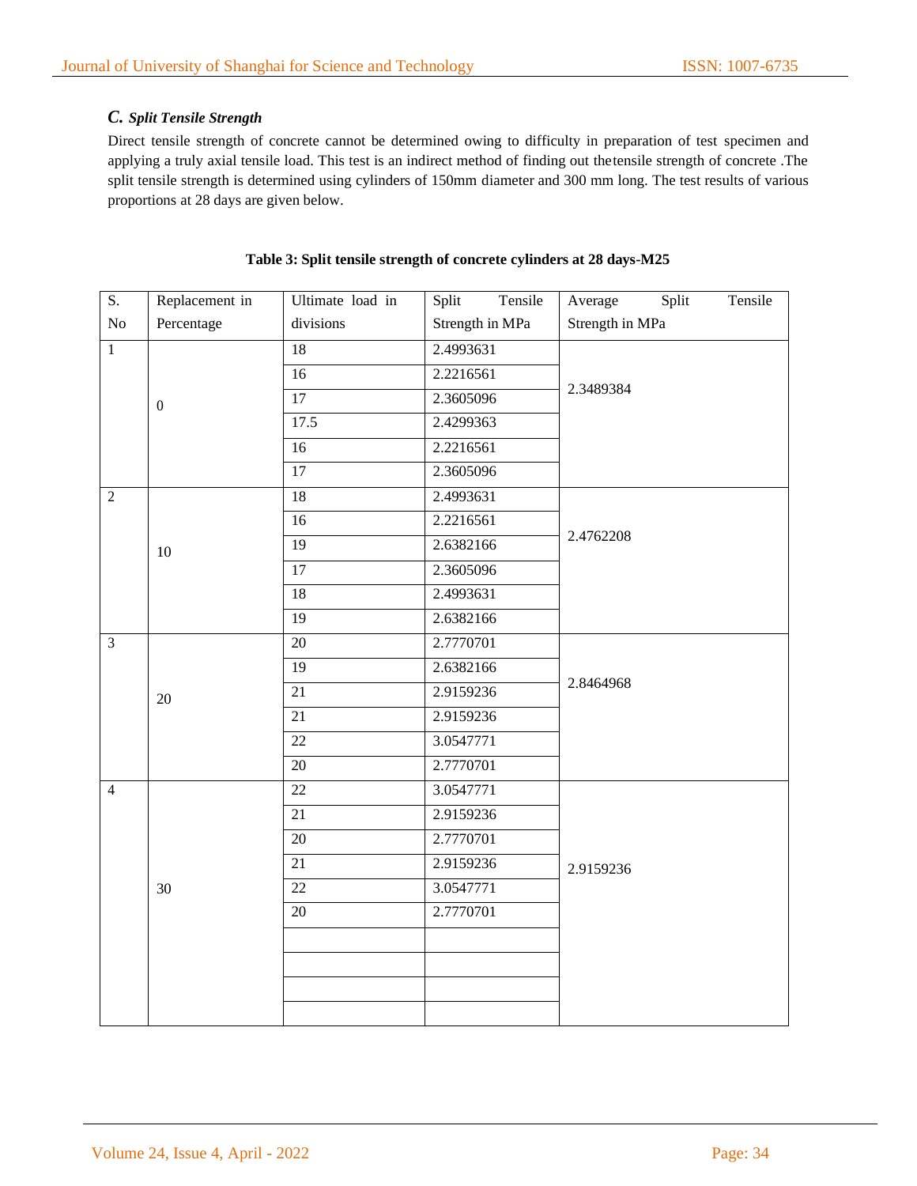### *C. Split Tensile Strength*

Direct tensile strength of concrete cannot be determined owing to difficulty in preparation of test specimen and applying a truly axial tensile load. This test is an indirect method of finding out thetensile strength of concrete .The split tensile strength is determined using cylinders of 150mm diameter and 300 mm long. The test results of various proportions at 28 days are given below.

**Table 3: Split tensile strength of concrete cylinders at 28 days-M25**

| S. No | Replacement in Percentage | Ultimate load in divisions | Split Tensile Strength in MPa | Average Split Tensile Strength in MPa |
|---|---|---|---|---|
| 1 | 0 | 18 | 2.4993631 | 2.3489384 |
| | | 16 | 2.2216561 | |
| | | 17 | 2.3605096 | |
| | | 17.5 | 2.4299363 | |
| | | 16 | 2.2216561 | |
| | | 17 | 2.3605096 | |
| 2 | 10 | 18 | 2.4993631 | 2.4762208 |
| | | 16 | 2.2216561 | |
| | | 19 | 2.6382166 | |
| | | 17 | 2.3605096 | |
| | | 18 | 2.4993631 | |
| | | 19 | 2.6382166 | |
| 3 | 20 | 20 | 2.7770701 | 2.8464968 |
| | | 19 | 2.6382166 | |
| | | 21 | 2.9159236 | |
| | | 21 | 2.9159236 | |
| | | 22 | 3.0547771 | |
| | | 20 | 2.7770701 | |
| 4 | 30 | 22 | 3.0547771 | 2.9159236 |
| | | 21 | 2.9159236 | |
| | | 20 | 2.7770701 | |
| | | 21 | 2.9159236 | |
| | | 22 | 3.0547771 | |
| | | 20 | 2.7770701 | |
| | | | | |
| | | | | |
| | | | | |
| | | | | |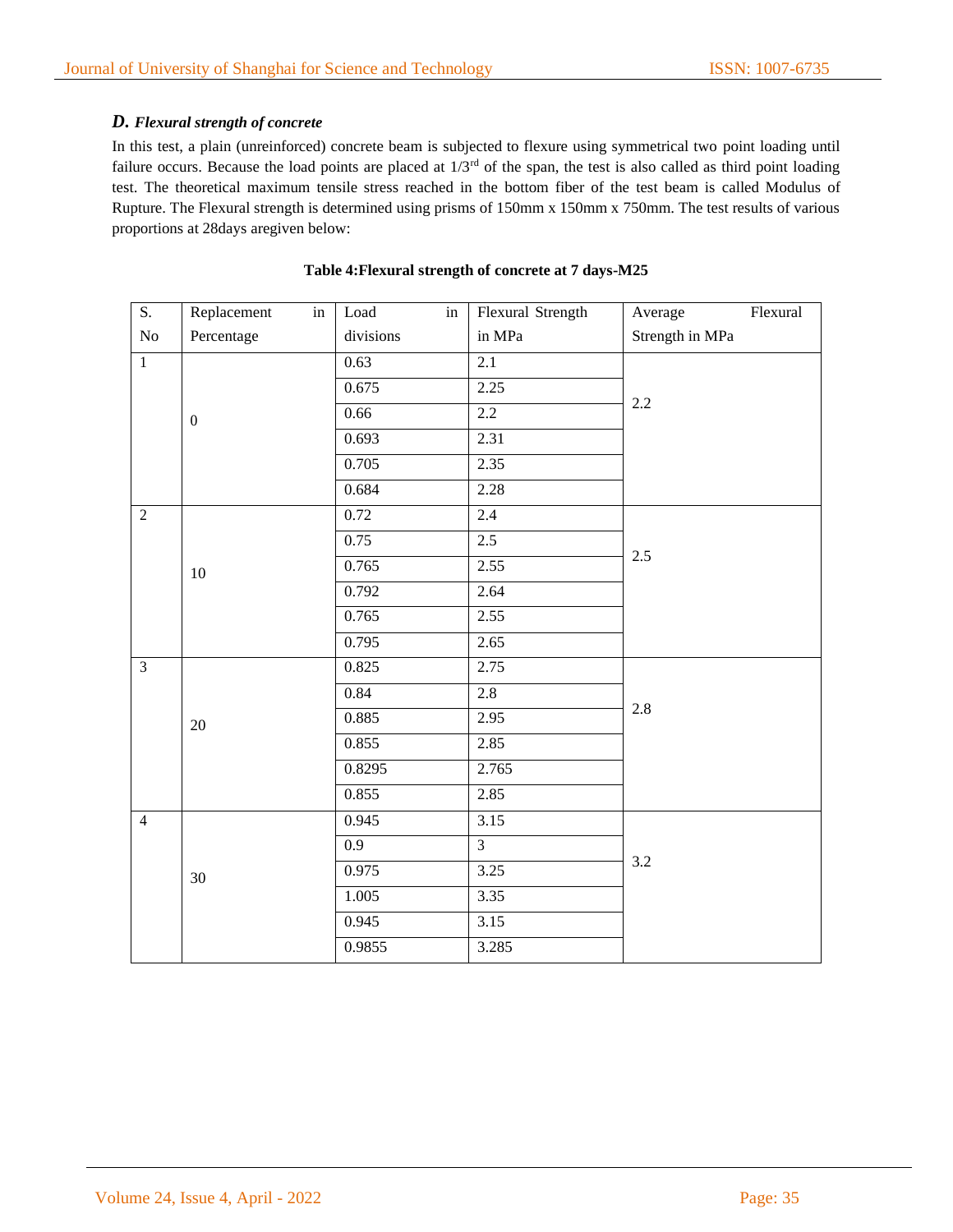### *D. Flexural strength of concrete*

In this test, a plain (unreinforced) concrete beam is subjected to flexure using symmetrical two point loading until failure occurs. Because the load points are placed at 1/3rd of the span, the test is also called as third point loading test. The theoretical maximum tensile stress reached in the bottom fiber of the test beam is called Modulus of Rupture. The Flexural strength is determined using prisms of 150mm x 150mm x 750mm. The test results of various proportions at 28days aregiven below:

**Table 4:Flexural strength of concrete at 7 days-M25**

| S. No | Replacement in Percentage | Load in divisions | Flexural Strength in MPa | Average Flexural Strength in MPa |
|---|---|---|---|---|
| 1 | 0 | 0.63 | 2.1 | 2.2 |
| | | 0.675 | 2.25 | |
| | | 0.66 | 2.2 | |
| | | 0.693 | 2.31 | |
| | | 0.705 | 2.35 | |
| | | 0.684 | 2.28 | |
| 2 | 10 | 0.72 | 2.4 | 2.5 |
| | | 0.75 | 2.5 | |
| | | 0.765 | 2.55 | |
| | | 0.792 | 2.64 | |
| | | 0.765 | 2.55 | |
| | | 0.795 | 2.65 | |
| 3 | 20 | 0.825 | 2.75 | 2.8 |
| | | 0.84 | 2.8 | |
| | | 0.885 | 2.95 | |
| | | 0.855 | 2.85 | |
| | | 0.8295 | 2.765 | |
| | | 0.855 | 2.85 | |
| 4 | 30 | 0.945 | 3.15 | 3.2 |
| | | 0.9 | 3 | |
| | | 0.975 | 3.25 | |
| | | 1.005 | 3.35 | |
| | | 0.945 | 3.15 | |
| | | 0.9855 | 3.285 | |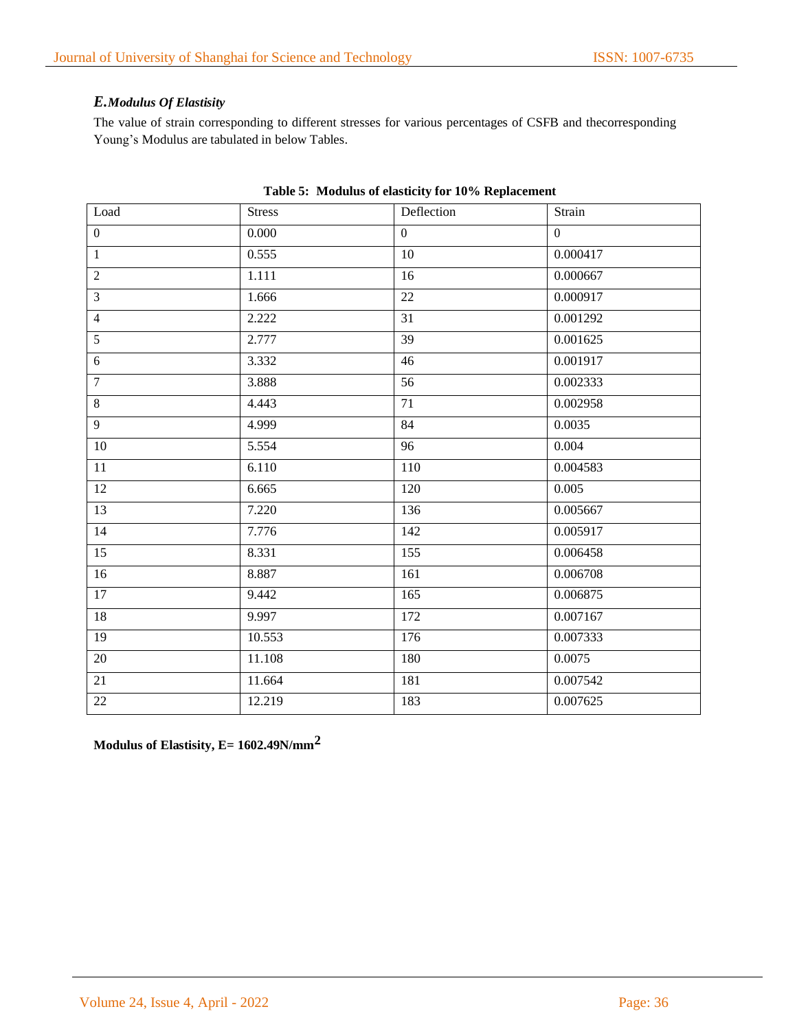### *E. Modulus Of Elastisity*

The value of strain corresponding to different stresses for various percentages of CSFB and thecorresponding Young's Modulus are tabulated in below Tables.

**Table 5: Modulus of elasticity for 10% Replacement**

| Load | Stress | Deflection | Strain |
|---|---|---|---|
| 0 | 0.000 | 0 | 0 |
| 1 | 0.555 | 10 | 0.000417 |
| 2 | 1.111 | 16 | 0.000667 |
| 3 | 1.666 | 22 | 0.000917 |
| 4 | 2.222 | 31 | 0.001292 |
| 5 | 2.777 | 39 | 0.001625 |
| 6 | 3.332 | 46 | 0.001917 |
| 7 | 3.888 | 56 | 0.002333 |
| 8 | 4.443 | 71 | 0.002958 |
| 9 | 4.999 | 84 | 0.0035 |
| 10 | 5.554 | 96 | 0.004 |
| 11 | 6.110 | 110 | 0.004583 |
| 12 | 6.665 | 120 | 0.005 |
| 13 | 7.220 | 136 | 0.005667 |
| 14 | 7.776 | 142 | 0.005917 |
| 15 | 8.331 | 155 | 0.006458 |
| 16 | 8.887 | 161 | 0.006708 |
| 17 | 9.442 | 165 | 0.006875 |
| 18 | 9.997 | 172 | 0.007167 |
| 19 | 10.553 | 176 | 0.007333 |
| 20 | 11.108 | 180 | 0.0075 |
| 21 | 11.664 | 181 | 0.007542 |
| 22 | 12.219 | 183 | 0.007625 |

**Modulus of Elastisity, E= 1602.49N/mm$^2$**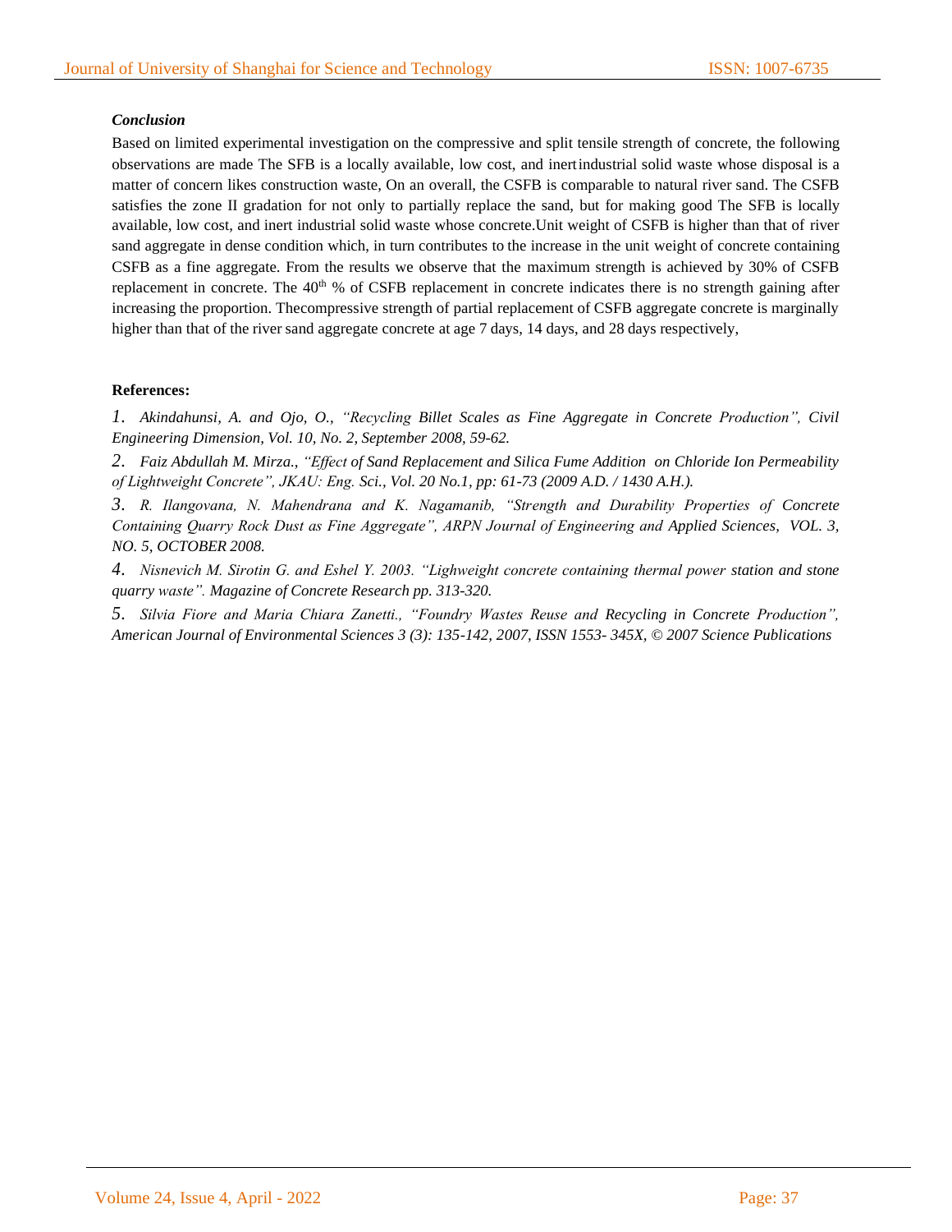### *Conclusion*

Based on limited experimental investigation on the compressive and split tensile strength of concrete, the following observations are made The SFB is a locally available, low cost, and inertindustrial solid waste whose disposal is a matter of concern likes construction waste, On an overall, the CSFB is comparable to natural river sand. The CSFB satisfies the zone II gradation for not only to partially replace the sand, but for making good The SFB is locally available, low cost, and inert industrial solid waste whose concrete.Unit weight of CSFB is higher than that of river sand aggregate in dense condition which, in turn contributes to the increase in the unit weight of concrete containing CSFB as a fine aggregate. From the results we observe that the maximum strength is achieved by 30% of CSFB replacement in concrete. The 40$^{th}$ % of CSFB replacement in concrete indicates there is no strength gaining after increasing the proportion. Thecompressive strength of partial replacement of CSFB aggregate concrete is marginally higher than that of the river sand aggregate concrete at age 7 days, 14 days, and 28 days respectively,

**References:**

1. *Akindahunsi, A. and Ojo, O., "Recycling Billet Scales as Fine Aggregate in Concrete Production", Civil Engineering Dimension, Vol. 10, No. 2, September 2008, 59-62.*
2. *Faiz Abdullah M. Mirza., "Effect of Sand Replacement and Silica Fume Addition on Chloride Ion Permeability of Lightweight Concrete", JKAU: Eng. Sci., Vol. 20 No.1, pp: 61-73 (2009 A.D. / 1430 A.H.).*
3. *R. Ilangovana, N. Mahendrana and K. Nagamanib, "Strength and Durability Properties of Concrete Containing Quarry Rock Dust as Fine Aggregate", ARPN Journal of Engineering and Applied Sciences, VOL. 3, NO. 5, OCTOBER 2008.*
4. *Nisnevich M. Sirotin G. and Eshel Y. 2003. "Lighweight concrete containing thermal power station and stone quarry waste". Magazine of Concrete Research pp. 313-320.*
5. *Silvia Fiore and Maria Chiara Zanetti., "Foundry Wastes Reuse and Recycling in Concrete Production", American Journal of Environmental Sciences 3 (3): 135-142, 2007, ISSN 1553- 345X, © 2007 Science Publications*